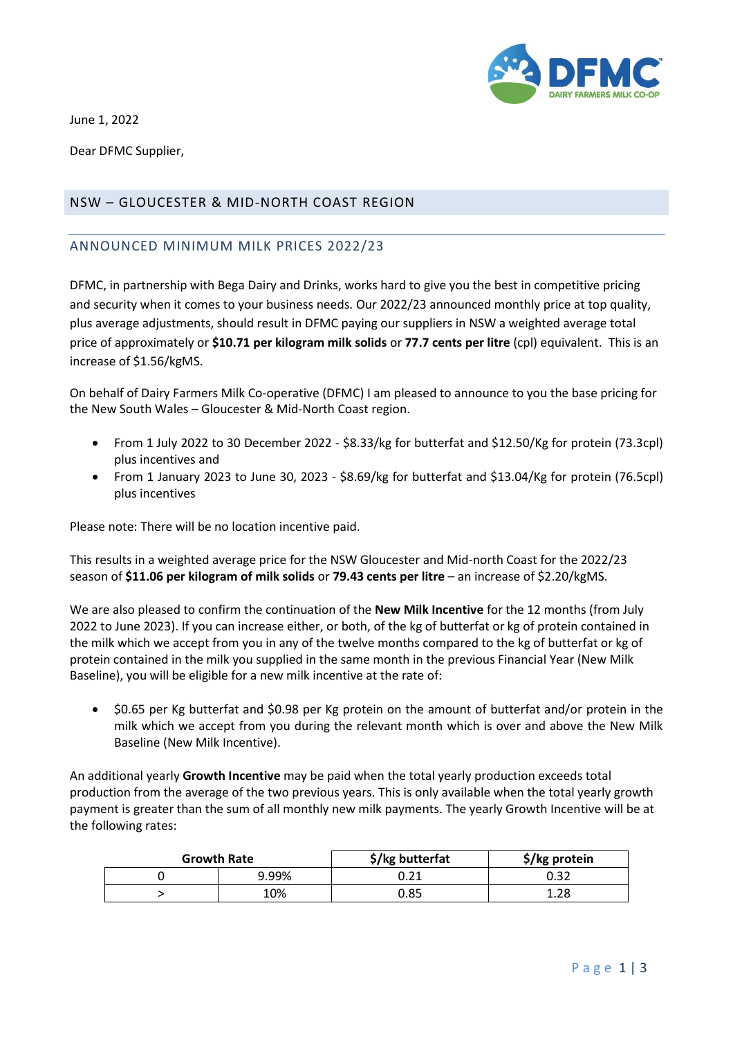June 1, 2022

Dear DFMC Supplier,

## NSW – GLOUCESTER & MID-NORTH COAST REGION

### ANNOUNCED MINIMUM MILK PRICES 2022/23

DFMC, in partnership with Bega Dairy and Drinks, works hard to give you the best in competitive pricing and security when it comes to your business needs. Our 2022/23 announced monthly price at top quality, plus average adjustments, should result in DFMC paying our suppliers in NSW a weighted average total price of approximately or **$10.71 per kilogram milk solids** or **77.7 cents per litre** (cpl) equivalent. This is an increase of $1.56/kgMS.

On behalf of Dairy Farmers Milk Co-operative (DFMC) I am pleased to announce to you the base pricing for the New South Wales – Gloucester & Mid-North Coast region.

- From 1 July 2022 to 30 December 2022 - $8.33/kg for butterfat and $12.50/Kg for protein (73.3cpl) plus incentives and
- From 1 January 2023 to June 30, 2023 - $8.69/kg for butterfat and $13.04/Kg for protein (76.5cpl) plus incentives

Please note: There will be no location incentive paid.

This results in a weighted average price for the NSW Gloucester and Mid-north Coast for the 2022/23 season of **$11.06 per kilogram of milk solids** or **79.43 cents per litre** – an increase of $2.20/kgMS.

We are also pleased to confirm the continuation of the **New Milk Incentive** for the 12 months (from July 2022 to June 2023). If you can increase either, or both, of the kg of butterfat or kg of protein contained in the milk which we accept from you in any of the twelve months compared to the kg of butterfat or kg of protein contained in the milk you supplied in the same month in the previous Financial Year (New Milk Baseline), you will be eligible for a new milk incentive at the rate of:

- $0.65 per Kg butterfat and $0.98 per Kg protein on the amount of butterfat and/or protein in the milk which we accept from you during the relevant month which is over and above the New Milk Baseline (New Milk Incentive).

An additional yearly **Growth Incentive** may be paid when the total yearly production exceeds total production from the average of the two previous years. This is only available when the total yearly growth payment is greater than the sum of all monthly new milk payments. The yearly Growth Incentive will be at the following rates:

| Growth Rate | | $/kg butterfat | $/kg protein |
|---|---|---|---|
| 0 | 9.99% | 0.21 | 0.32 |
| > | 10% | 0.85 | 1.28 |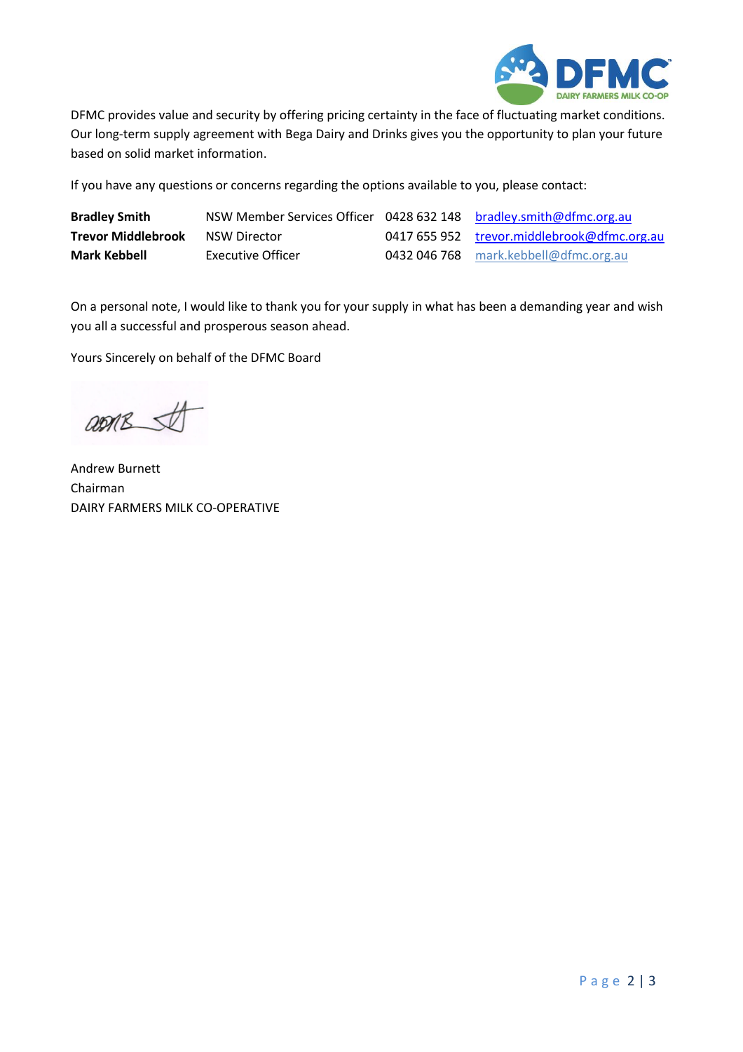DFMC provides value and security by offering pricing certainty in the face of fluctuating market conditions. Our long-term supply agreement with Bega Dairy and Drinks gives you the opportunity to plan your future based on solid market information.

If you have any questions or concerns regarding the options available to you, please contact:

| | | | |
|---|---|---|---|
| **Bradley Smith** | NSW Member Services Officer | 0428 632 148 | bradley.smith@dfmc.org.au |
| **Trevor Middlebrook** | NSW Director | 0417 655 952 | trevor.middlebrook@dfmc.org.au |
| **Mark Kebbell** | Executive Officer | 0432 046 768 | mark.kebbell@dfmc.org.au |

On a personal note, I would like to thank you for your supply in what has been a demanding year and wish you all a successful and prosperous season ahead.

Yours Sincerely on behalf of the DFMC Board

Andrew Burnett
Chairman
DAIRY FARMERS MILK CO-OPERATIVE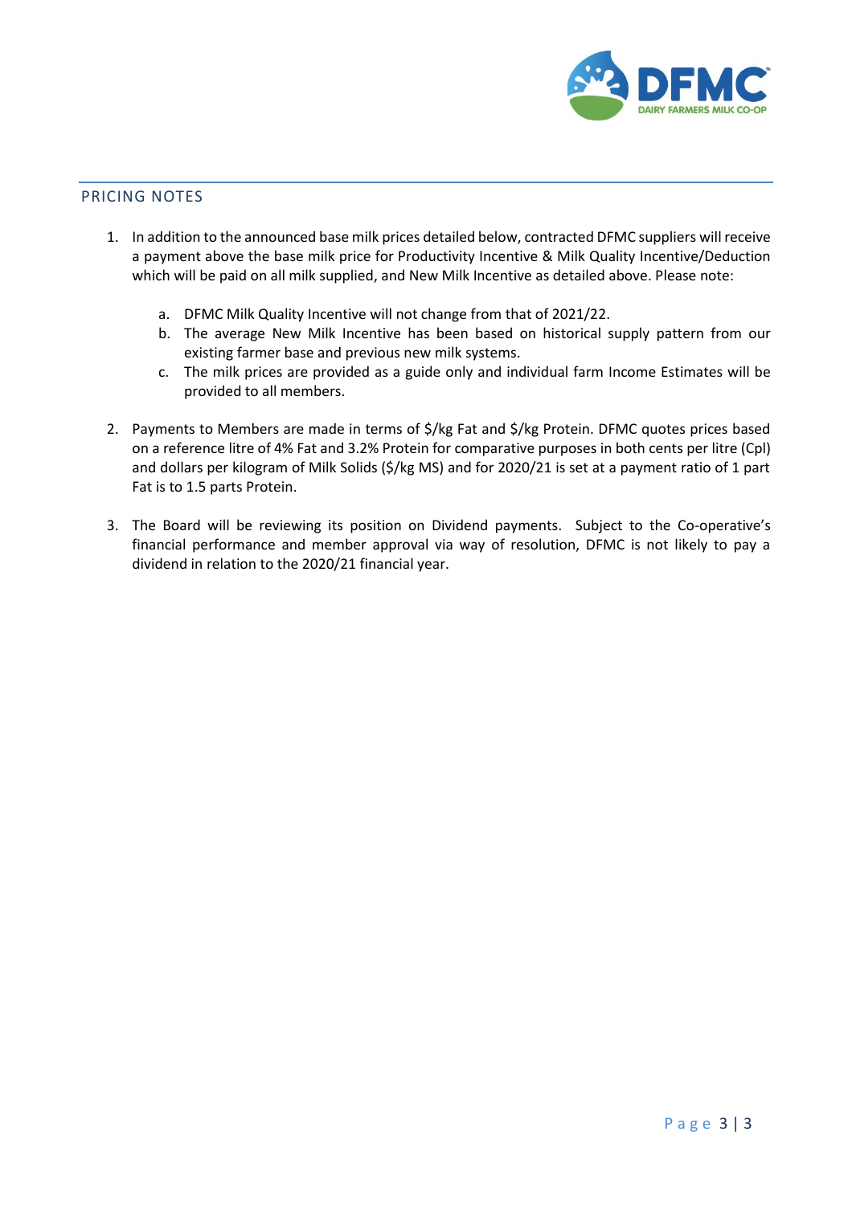## PRICING NOTES

1. In addition to the announced base milk prices detailed below, contracted DFMC suppliers will receive a payment above the base milk price for Productivity Incentive & Milk Quality Incentive/Deduction which will be paid on all milk supplied, and New Milk Incentive as detailed above. Please note:

    a. DFMC Milk Quality Incentive will not change from that of 2021/22.

    b. The average New Milk Incentive has been based on historical supply pattern from our existing farmer base and previous new milk systems.

    c. The milk prices are provided as a guide only and individual farm Income Estimates will be provided to all members.

2. Payments to Members are made in terms of $/kg Fat and $/kg Protein. DFMC quotes prices based on a reference litre of 4% Fat and 3.2% Protein for comparative purposes in both cents per litre (Cpl) and dollars per kilogram of Milk Solids ($/kg MS) and for 2020/21 is set at a payment ratio of 1 part Fat is to 1.5 parts Protein.

3. The Board will be reviewing its position on Dividend payments. Subject to the Co-operative's financial performance and member approval via way of resolution, DFMC is not likely to pay a dividend in relation to the 2020/21 financial year.